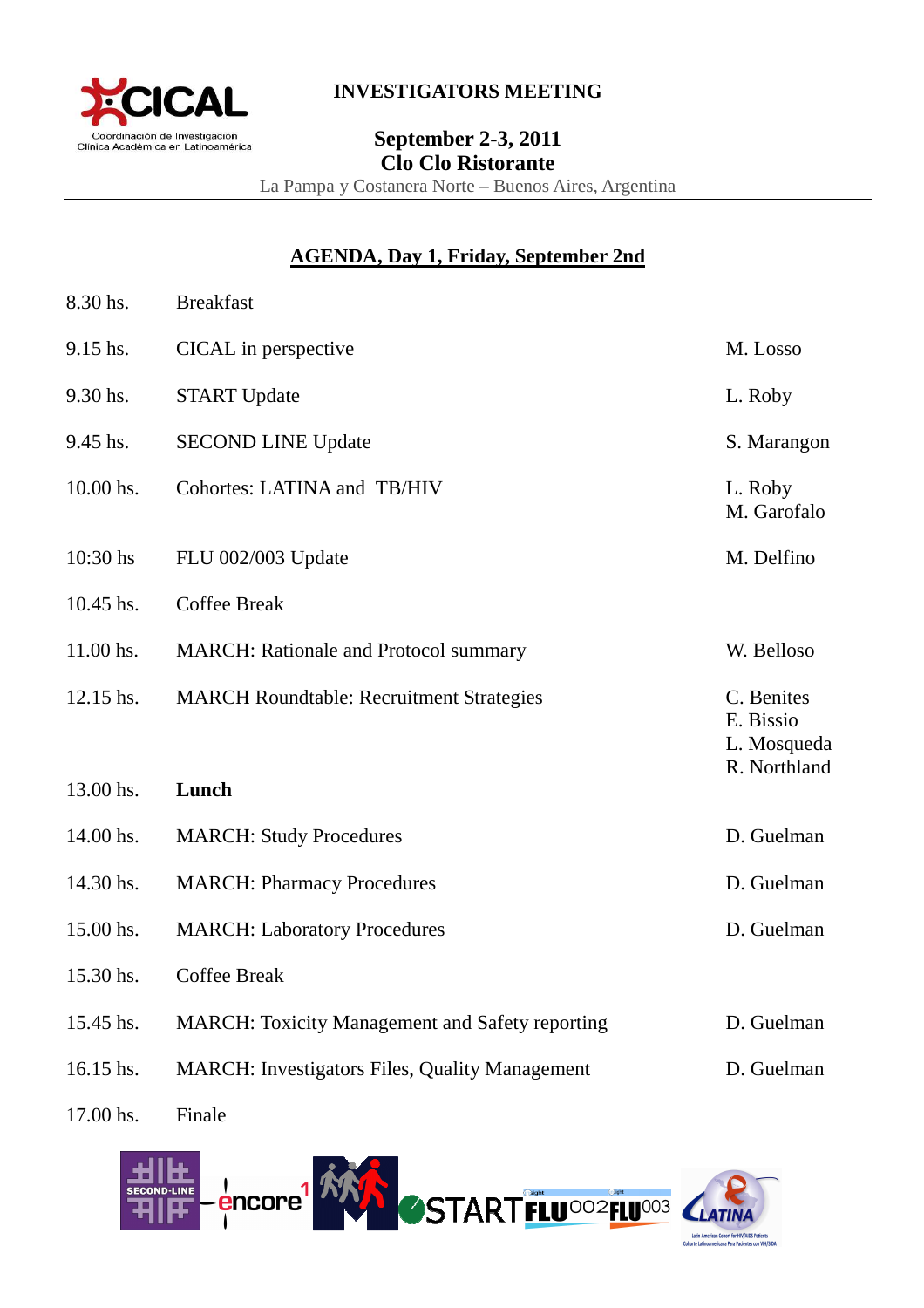**INVESTIGATORS MEETING**

**September 2-3, 2011**
**Clo Clo Ristorante**
La Pampa y Costanera Norte – Buenos Aires, Argentina

## AGENDA, Day 1, Friday, September 2nd

| Time | Session | Speaker |
|---|---|---|
| 8.30 hs. | Breakfast | |
| 9.15 hs. | CICAL in perspective | M. Losso |
| 9.30 hs. | START Update | L. Roby |
| 9.45 hs. | SECOND LINE Update | S. Marangon |
| 10.00 hs. | Cohortes: LATINA and TB/HIV | L. Roby<br>M. Garofalo |
| 10:30 hs | FLU 002/003 Update | M. Delfino |
| 10.45 hs. | Coffee Break | |
| 11.00 hs. | MARCH: Rationale and Protocol summary | W. Belloso |
| 12.15 hs. | MARCH Roundtable: Recruitment Strategies | C. Benites<br>E. Bissio<br>L. Mosqueda<br>R. Northland |
| 13.00 hs. | **Lunch** | |
| 14.00 hs. | MARCH: Study Procedures | D. Guelman |
| 14.30 hs. | MARCH: Pharmacy Procedures | D. Guelman |
| 15.00 hs. | MARCH: Laboratory Procedures | D. Guelman |
| 15.30 hs. | Coffee Break | |
| 15.45 hs. | MARCH: Toxicity Management and Safety reporting | D. Guelman |
| 16.15 hs. | MARCH: Investigators Files, Quality Management | D. Guelman |
| 17.00 hs. | Finale | |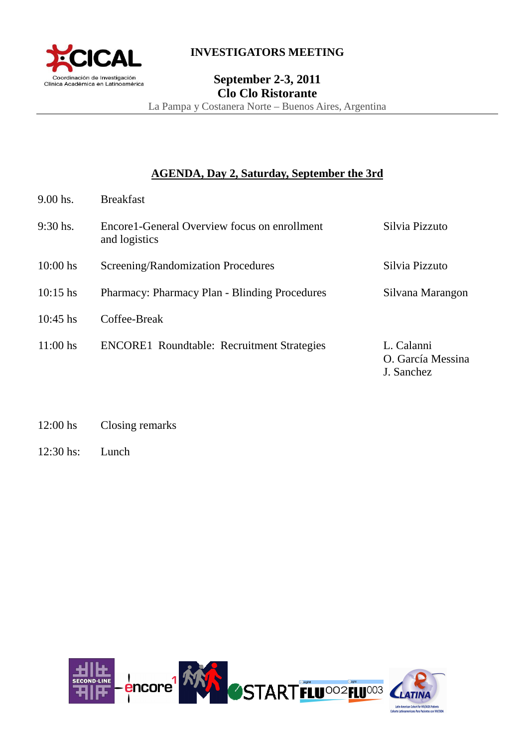CICAL
Coordinación de Investigación Clínica Académica en Latinoamérica

**INVESTIGATORS MEETING**

**September 2-3, 2011**
**Clo Clo Ristorante**
La Pampa y Costanera Norte – Buenos Aires, Argentina

## AGENDA, Day 2, Saturday, September the 3rd

| | | |
|---|---|---|
| 9.00 hs. | Breakfast | |
| 9:30 hs. | Encore1-General Overview focus on enrollment and logistics | Silvia Pizzuto |
| 10:00 hs | Screening/Randomization Procedures | Silvia Pizzuto |
| 10:15 hs | Pharmacy: Pharmacy Plan - Blinding Procedures | Silvana Marangon |
| 10:45 hs | Coffee-Break | |
| 11:00 hs | ENCORE1 Roundtable: Recruitment Strategies | L. Calanni<br>O. García Messina<br>J. Sanchez |
| 12:00 hs | Closing remarks | |
| 12:30 hs: | Lunch | |

SECOND-LINE encore1 START FLU002 FLU003 LATINA